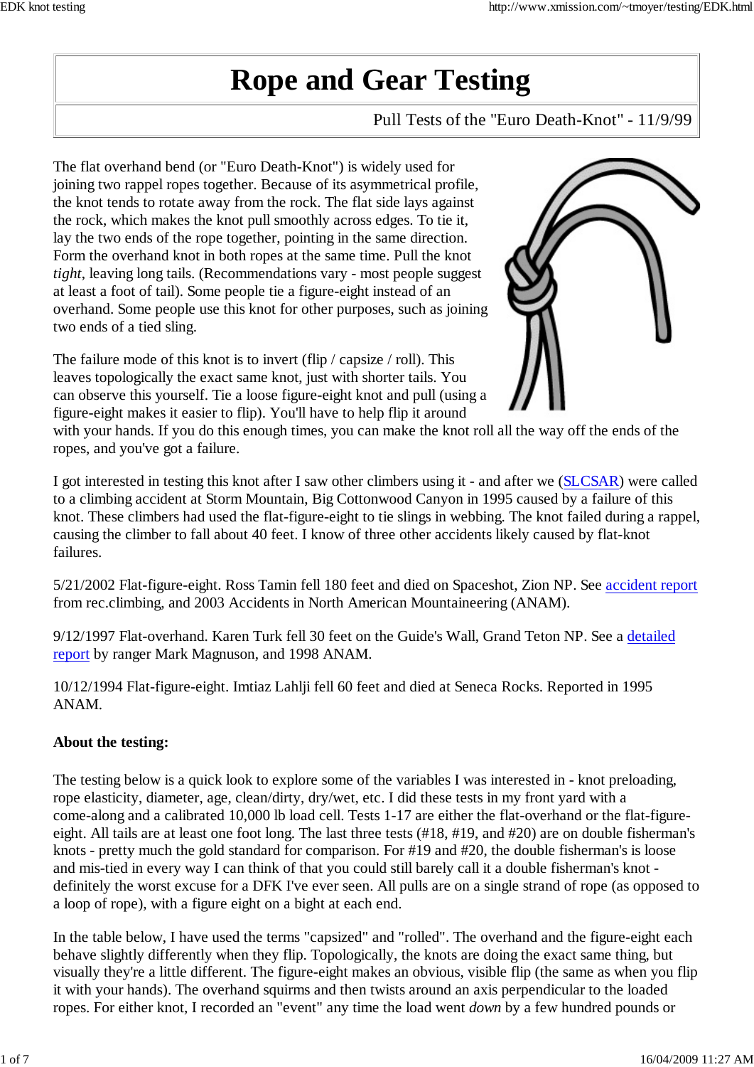# Rope and Gear Testing

Pull Tests of the "Euro Death-Knot" - 11/9/99

The flat overhand bend (or "Euro Death-Knot") is widely used for joining two rappel ropes together. Because of its asymmetrical profile, the knot tends to rotate away from the rock. The flat side lays against the rock, which makes the knot pull smoothly across edges. To tie it, lay the two ends of the rope together, pointing in the same direction. Form the overhand knot in both ropes at the same time. Pull the knot *tight*, leaving long tails. (Recommendations vary - most people suggest at least a foot of tail). Some people tie a figure-eight instead of an overhand. Some people use this knot for other purposes, such as joining two ends of a tied sling.

The failure mode of this knot is to invert (flip / capsize / roll). This leaves topologically the exact same knot, just with shorter tails. You can observe this yourself. Tie a loose figure-eight knot and pull (using a figure-eight makes it easier to flip). You'll have to help flip it around with your hands. If you do this enough times, you can make the knot roll all the way off the ends of the ropes, and you've got a failure.

I got interested in testing this knot after I saw other climbers using it - and after we (SLCSAR) were called to a climbing accident at Storm Mountain, Big Cottonwood Canyon in 1995 caused by a failure of this knot. These climbers had used the flat-figure-eight to tie slings in webbing. The knot failed during a rappel, causing the climber to fall about 40 feet. I know of three other accidents likely caused by flat-knot failures.

5/21/2002 Flat-figure-eight. Ross Tamin fell 180 feet and died on Spaceshot, Zion NP. See accident report from rec.climbing, and 2003 Accidents in North American Mountaineering (ANAM).

9/12/1997 Flat-overhand. Karen Turk fell 30 feet on the Guide's Wall, Grand Teton NP. See a detailed report by ranger Mark Magnuson, and 1998 ANAM.

10/12/1994 Flat-figure-eight. Imtiaz Lahlji fell 60 feet and died at Seneca Rocks. Reported in 1995 ANAM.

**About the testing:**

The testing below is a quick look to explore some of the variables I was interested in - knot preloading, rope elasticity, diameter, age, clean/dirty, dry/wet, etc. I did these tests in my front yard with a come-along and a calibrated 10,000 lb load cell. Tests 1-17 are either the flat-overhand or the flat-figure-eight. All tails are at least one foot long. The last three tests (#18, #19, and #20) are on double fisherman's knots - pretty much the gold standard for comparison. For #19 and #20, the double fisherman's is loose and mis-tied in every way I can think of that you could still barely call it a double fisherman's knot - definitely the worst excuse for a DFK I've ever seen. All pulls are on a single strand of rope (as opposed to a loop of rope), with a figure eight on a bight at each end.

In the table below, I have used the terms "capsized" and "rolled". The overhand and the figure-eight each behave slightly differently when they flip. Topologically, the knots are doing the exact same thing, but visually they're a little different. The figure-eight makes an obvious, visible flip (the same as when you flip it with your hands). The overhand squirms and then twists around an axis perpendicular to the loaded ropes. For either knot, I recorded an "event" any time the load went *down* by a few hundred pounds or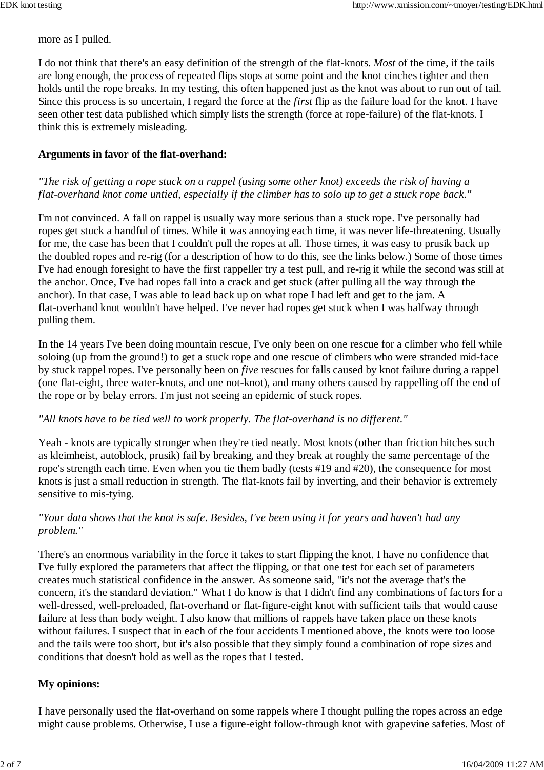more as I pulled.

I do not think that there's an easy definition of the strength of the flat-knots. *Most* of the time, if the tails are long enough, the process of repeated flips stops at some point and the knot cinches tighter and then holds until the rope breaks. In my testing, this often happened just as the knot was about to run out of tail. Since this process is so uncertain, I regard the force at the *first* flip as the failure load for the knot. I have seen other test data published which simply lists the strength (force at rope-failure) of the flat-knots. I think this is extremely misleading.

### Arguments in favor of the flat-overhand:

*"The risk of getting a rope stuck on a rappel (using some other knot) exceeds the risk of having a flat-overhand knot come untied, especially if the climber has to solo up to get a stuck rope back."*

I'm not convinced. A fall on rappel is usually way more serious than a stuck rope. I've personally had ropes get stuck a handful of times. While it was annoying each time, it was never life-threatening. Usually for me, the case has been that I couldn't pull the ropes at all. Those times, it was easy to prusik back up the doubled ropes and re-rig (for a description of how to do this, see the links below.) Some of those times I've had enough foresight to have the first rappeller try a test pull, and re-rig it while the second was still at the anchor. Once, I've had ropes fall into a crack and get stuck (after pulling all the way through the anchor). In that case, I was able to lead back up on what rope I had left and get to the jam. A flat-overhand knot wouldn't have helped. I've never had ropes get stuck when I was halfway through pulling them.

In the 14 years I've been doing mountain rescue, I've only been on one rescue for a climber who fell while soloing (up from the ground!) to get a stuck rope and one rescue of climbers who were stranded mid-face by stuck rappel ropes. I've personally been on *five* rescues for falls caused by knot failure during a rappel (one flat-eight, three water-knots, and one not-knot), and many others caused by rappelling off the end of the rope or by belay errors. I'm just not seeing an epidemic of stuck ropes.

*"All knots have to be tied well to work properly. The flat-overhand is no different."*

Yeah - knots are typically stronger when they're tied neatly. Most knots (other than friction hitches such as kleimheist, autoblock, prusik) fail by breaking, and they break at roughly the same percentage of the rope's strength each time. Even when you tie them badly (tests #19 and #20), the consequence for most knots is just a small reduction in strength. The flat-knots fail by inverting, and their behavior is extremely sensitive to mis-tying.

*"Your data shows that the knot is safe. Besides, I've been using it for years and haven't had any problem."*

There's an enormous variability in the force it takes to start flipping the knot. I have no confidence that I've fully explored the parameters that affect the flipping, or that one test for each set of parameters creates much statistical confidence in the answer. As someone said, "it's not the average that's the concern, it's the standard deviation." What I do know is that I didn't find any combinations of factors for a well-dressed, well-preloaded, flat-overhand or flat-figure-eight knot with sufficient tails that would cause failure at less than body weight. I also know that millions of rappels have taken place on these knots without failures. I suspect that in each of the four accidents I mentioned above, the knots were too loose and the tails were too short, but it's also possible that they simply found a combination of rope sizes and conditions that doesn't hold as well as the ropes that I tested.

### My opinions:

I have personally used the flat-overhand on some rappels where I thought pulling the ropes across an edge might cause problems. Otherwise, I use a figure-eight follow-through knot with grapevine safeties. Most of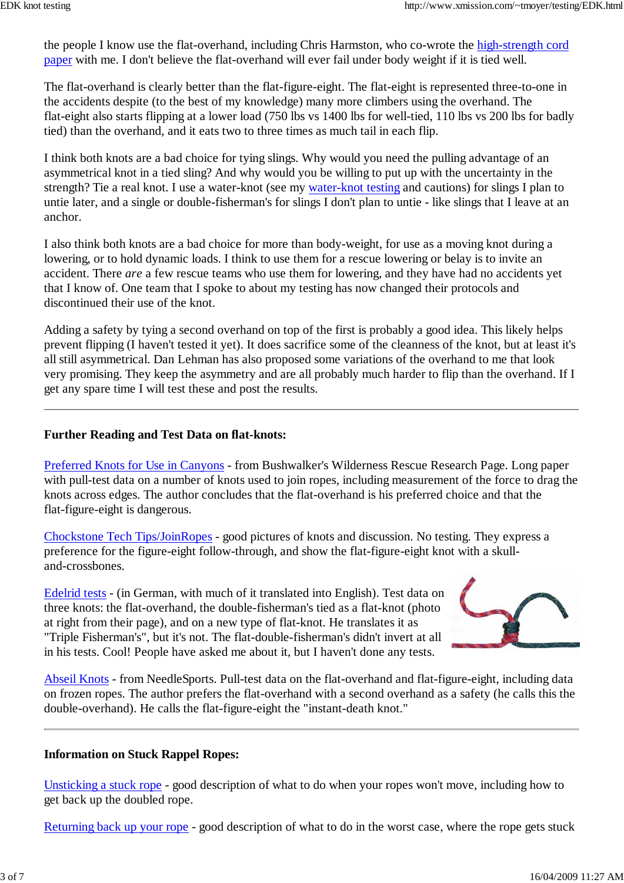the people I know use the flat-overhand, including Chris Harmston, who co-wrote the high-strength cord paper with me. I don't believe the flat-overhand will ever fail under body weight if it is tied well.

The flat-overhand is clearly better than the flat-figure-eight. The flat-eight is represented three-to-one in the accidents despite (to the best of my knowledge) many more climbers using the overhand. The flat-eight also starts flipping at a lower load (750 lbs vs 1400 lbs for well-tied, 110 lbs vs 200 lbs for badly tied) than the overhand, and it eats two to three times as much tail in each flip.

I think both knots are a bad choice for tying slings. Why would you need the pulling advantage of an asymmetrical knot in a tied sling? And why would you be willing to put up with the uncertainty in the strength? Tie a real knot. I use a water-knot (see my water-knot testing and cautions) for slings I plan to untie later, and a single or double-fisherman's for slings I don't plan to untie - like slings that I leave at an anchor.

I also think both knots are a bad choice for more than body-weight, for use as a moving knot during a lowering, or to hold dynamic loads. I think to use them for a rescue lowering or belay is to invite an accident. There *are* a few rescue teams who use them for lowering, and they have had no accidents yet that I know of. One team that I spoke to about my testing has now changed their protocols and discontinued their use of the knot.

Adding a safety by tying a second overhand on top of the first is probably a good idea. This likely helps prevent flipping (I haven't tested it yet). It does sacrifice some of the cleanness of the knot, but at least it's all still asymmetrical. Dan Lehman has also proposed some variations of the overhand to me that look very promising. They keep the asymmetry and are all probably much harder to flip than the overhand. If I get any spare time I will test these and post the results.

---

**Further Reading and Test Data on flat-knots:**

Preferred Knots for Use in Canyons - from Bushwalker's Wilderness Rescue Research Page. Long paper with pull-test data on a number of knots used to join ropes, including measurement of the force to drag the knots across edges. The author concludes that the flat-overhand is his preferred choice and that the flat-figure-eight is dangerous.

Chockstone Tech Tips/JoinRopes - good pictures of knots and discussion. No testing. They express a preference for the figure-eight follow-through, and show the flat-figure-eight knot with a skull-and-crossbones.

Edelrid tests - (in German, with much of it translated into English). Test data on three knots: the flat-overhand, the double-fisherman's tied as a flat-knot (photo at right from their page), and on a new type of flat-knot. He translates it as "Triple Fisherman's", but it's not. The flat-double-fisherman's didn't invert at all in his tests. Cool! People have asked me about it, but I haven't done any tests.

Abseil Knots - from NeedleSports. Pull-test data on the flat-overhand and flat-figure-eight, including data on frozen ropes. The author prefers the flat-overhand with a second overhand as a safety (he calls this the double-overhand). He calls the flat-figure-eight the "instant-death knot."

---

**Information on Stuck Rappel Ropes:**

Unsticking a stuck rope - good description of what to do when your ropes won't move, including how to get back up the doubled rope.

Returning back up your rope - good description of what to do in the worst case, where the rope gets stuck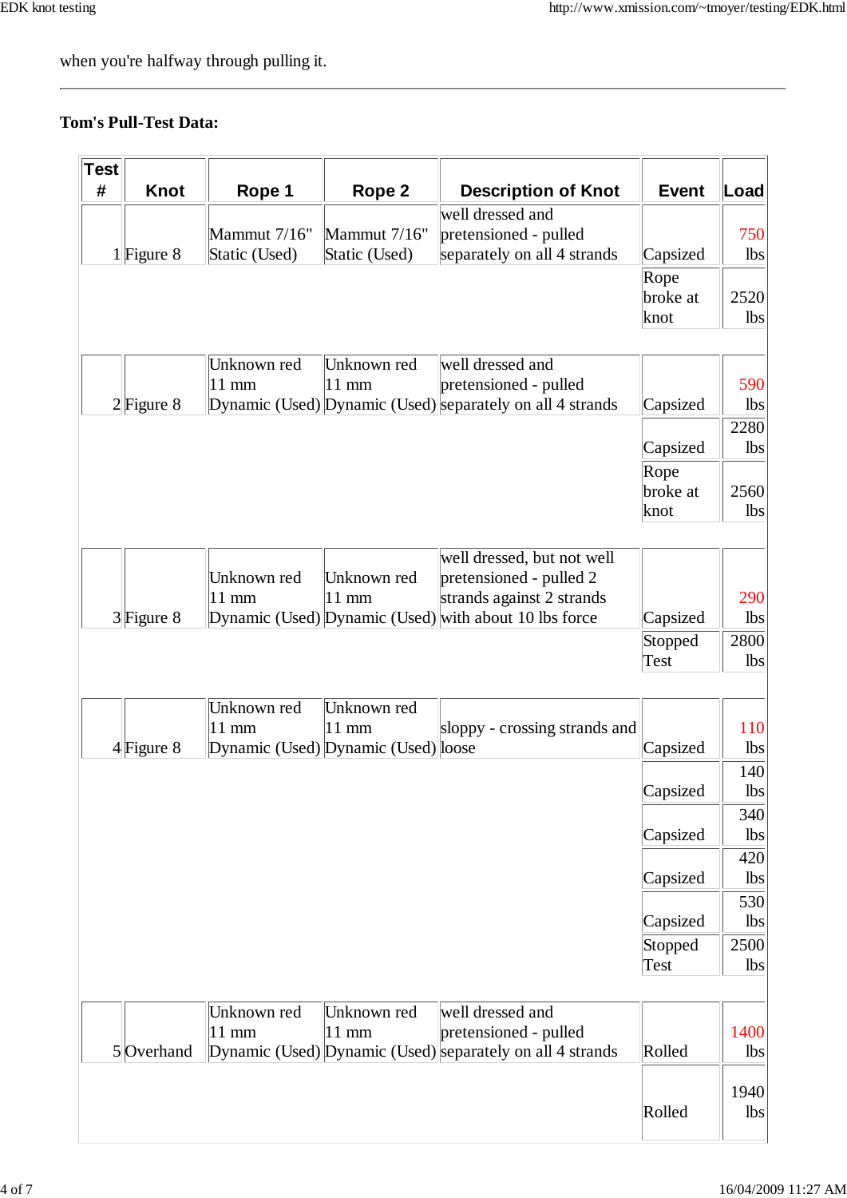when you're halfway through pulling it.

---

**Tom's Pull-Test Data:**

| Test # | Knot | Rope 1 | Rope 2 | Description of Knot | Event | Load |
|---|---|---|---|---|---|---|
| 1 | Figure 8 | Mammut 7/16" Static (Used) | Mammut 7/16" Static (Used) | well dressed and pretensioned - pulled separately on all 4 strands | Capsized | 750 lbs |
| | | | | | Rope broke at knot | 2520 lbs |
| 2 | Figure 8 | Unknown red 11 mm Dynamic (Used) | Unknown red 11 mm Dynamic (Used) | well dressed and pretensioned - pulled separately on all 4 strands | Capsized | 590 lbs |
| | | | | | Capsized | 2280 lbs |
| | | | | | Rope broke at knot | 2560 lbs |
| 3 | Figure 8 | Unknown red 11 mm Dynamic (Used) | Unknown red 11 mm Dynamic (Used) | well dressed, but not well pretensioned - pulled 2 strands against 2 strands with about 10 lbs force | Capsized | 290 lbs |
| | | | | | Stopped Test | 2800 lbs |
| 4 | Figure 8 | Unknown red 11 mm Dynamic (Used) | Unknown red 11 mm Dynamic (Used) | sloppy - crossing strands and loose | Capsized | 110 lbs |
| | | | | | Capsized | 140 lbs |
| | | | | | Capsized | 340 lbs |
| | | | | | Capsized | 420 lbs |
| | | | | | Capsized | 530 lbs |
| | | | | | Stopped Test | 2500 lbs |
| 5 | Overhand | Unknown red 11 mm Dynamic (Used) | Unknown red 11 mm Dynamic (Used) | well dressed and pretensioned - pulled separately on all 4 strands | Rolled | 1400 lbs |
| | | | | | Rolled | 1940 lbs |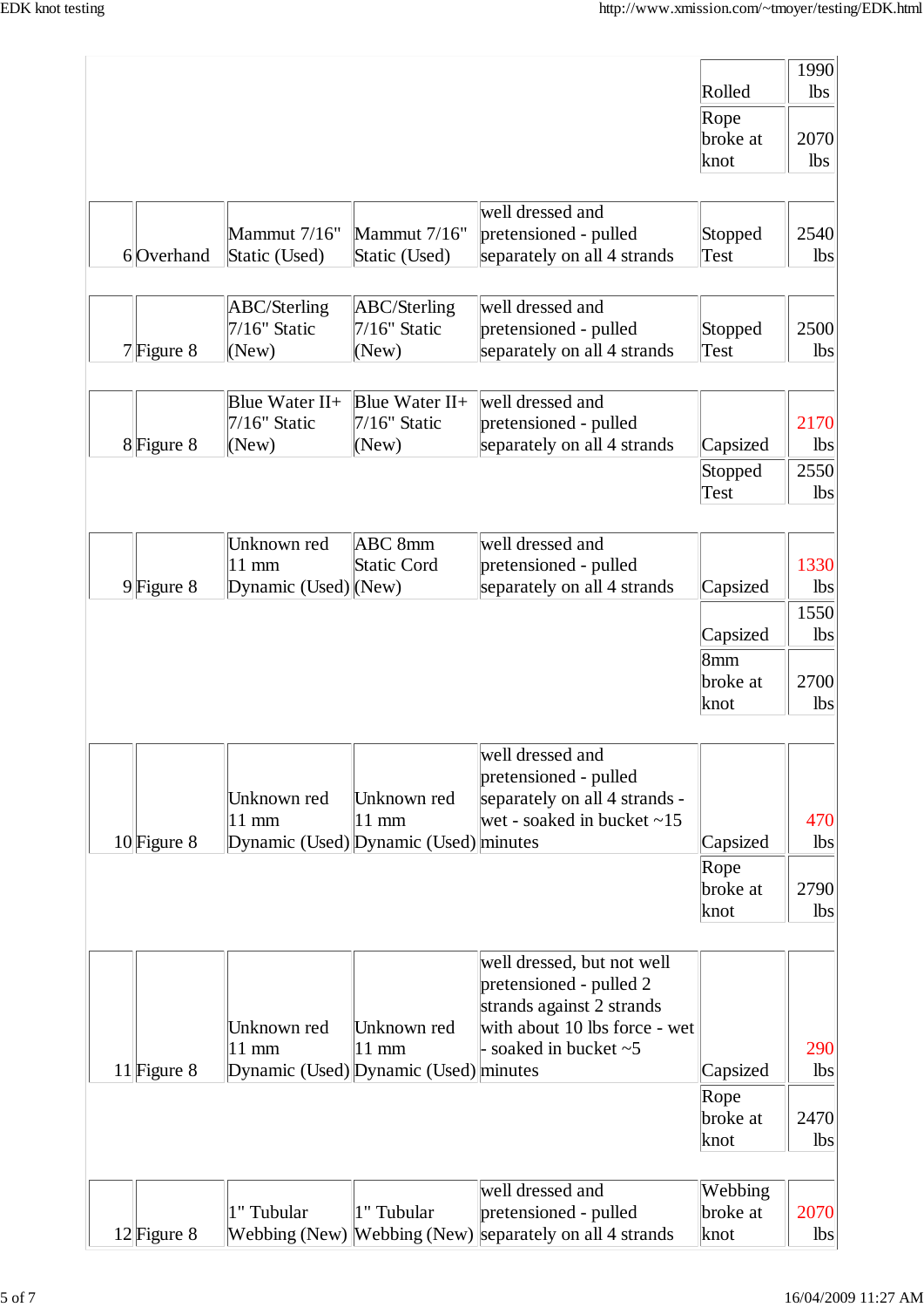| | | | | | | |
|---|---|---|---|---|---|---|
| | | | | | Rolled | 1990 lbs |
| | | | | | Rope broke at knot | 2070 lbs |
| 6 | Overhand | Mammut 7/16" Static (Used) | Mammut 7/16" Static (Used) | well dressed and pretensioned - pulled separately on all 4 strands | Stopped Test | 2540 lbs |
| 7 | Figure 8 | ABC/Sterling 7/16" Static (New) | ABC/Sterling 7/16" Static (New) | well dressed and pretensioned - pulled separately on all 4 strands | Stopped Test | 2500 lbs |
| 8 | Figure 8 | Blue Water II+ 7/16" Static (New) | Blue Water II+ 7/16" Static (New) | well dressed and pretensioned - pulled separately on all 4 strands | Capsized | 2170 lbs |
| | | | | | Stopped Test | 2550 lbs |
| 9 | Figure 8 | Unknown red 11 mm Dynamic (Used) | ABC 8mm Static Cord (New) | well dressed and pretensioned - pulled separately on all 4 strands | Capsized | 1330 lbs |
| | | | | | Capsized | 1550 lbs |
| | | | | | 8mm broke at knot | 2700 lbs |
| 10 | Figure 8 | Unknown red 11 mm Dynamic (Used) | Unknown red 11 mm Dynamic (Used) | well dressed and pretensioned - pulled separately on all 4 strands - wet - soaked in bucket ~15 minutes | Capsized | 470 lbs |
| | | | | | Rope broke at knot | 2790 lbs |
| 11 | Figure 8 | Unknown red 11 mm Dynamic (Used) | Unknown red 11 mm Dynamic (Used) | well dressed, but not well pretensioned - pulled 2 strands against 2 strands with about 10 lbs force - wet - soaked in bucket ~5 minutes | Capsized | 290 lbs |
| | | | | | Rope broke at knot | 2470 lbs |
| 12 | Figure 8 | 1" Tubular Webbing (New) | 1" Tubular Webbing (New) | well dressed and pretensioned - pulled separately on all 4 strands | Webbing broke at knot | 2070 lbs |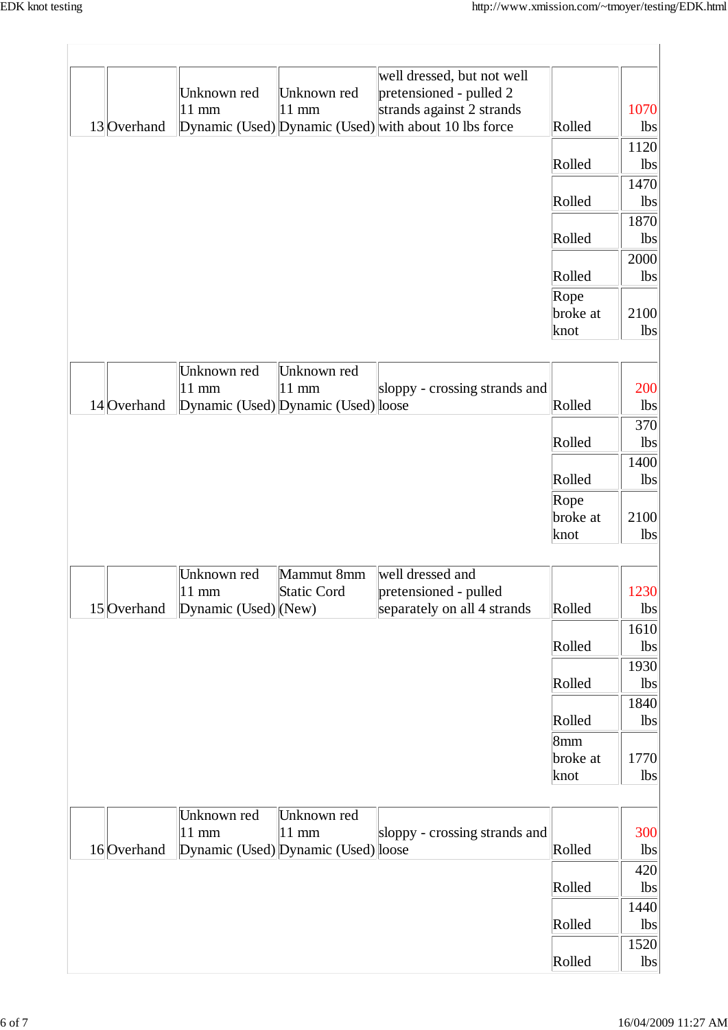| | | | | | | |
|---|---|---|---|---|---|---|
| 13 | Overhand | Unknown red 11 mm Dynamic (Used) | Unknown red 11 mm Dynamic (Used) | well dressed, but not well pretensioned - pulled 2 strands against 2 strands with about 10 lbs force | Rolled | 1070 lbs |
| | | | | | Rolled | 1120 lbs |
| | | | | | Rolled | 1470 lbs |
| | | | | | Rolled | 1870 lbs |
| | | | | | Rolled | 2000 lbs |
| | | | | | Rope broke at knot | 2100 lbs |
| 14 | Overhand | Unknown red 11 mm Dynamic (Used) | Unknown red 11 mm Dynamic (Used) | sloppy - crossing strands and loose | Rolled | 200 lbs |
| | | | | | Rolled | 370 lbs |
| | | | | | Rolled | 1400 lbs |
| | | | | | Rope broke at knot | 2100 lbs |
| 15 | Overhand | Unknown red 11 mm Dynamic (Used) | Mammut 8mm Static Cord (New) | well dressed and pretensioned - pulled separately on all 4 strands | Rolled | 1230 lbs |
| | | | | | Rolled | 1610 lbs |
| | | | | | Rolled | 1930 lbs |
| | | | | | Rolled | 1840 lbs |
| | | | | | 8mm broke at knot | 1770 lbs |
| 16 | Overhand | Unknown red 11 mm Dynamic (Used) | Unknown red 11 mm Dynamic (Used) | sloppy - crossing strands and loose | Rolled | 300 lbs |
| | | | | | Rolled | 420 lbs |
| | | | | | Rolled | 1440 lbs |
| | | | | | Rolled | 1520 lbs |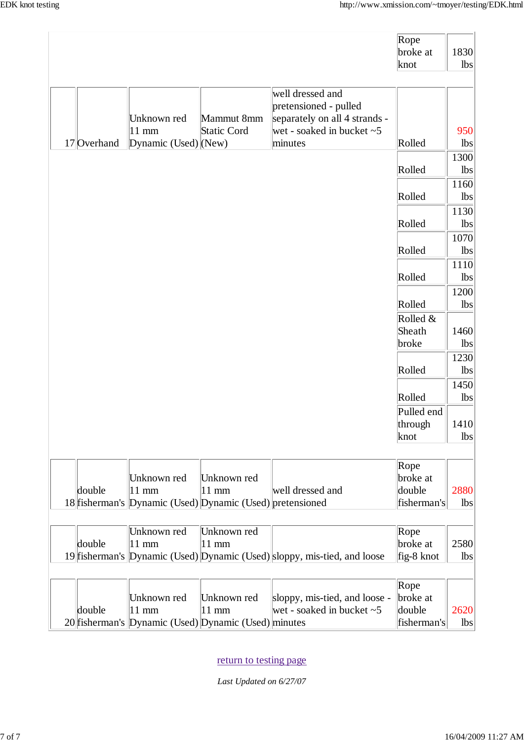| | | | | | | |
|---|---|---|---|---|---|---|
| | | | | | Rope broke at knot | 1830 lbs |
| 17 | Overhand | Unknown red 11 mm Dynamic (Used) | Mammut 8mm Static Cord (New) | well dressed and pretensioned - pulled separately on all 4 strands - wet - soaked in bucket ~5 minutes | Rolled | 950 lbs |
| | | | | | Rolled | 1300 lbs |
| | | | | | Rolled | 1160 lbs |
| | | | | | Rolled | 1130 lbs |
| | | | | | Rolled | 1070 lbs |
| | | | | | Rolled | 1110 lbs |
| | | | | | Rolled | 1200 lbs |
| | | | | | Rolled & Sheath broke | 1460 lbs |
| | | | | | Rolled | 1230 lbs |
| | | | | | Rolled | 1450 lbs |
| | | | | | Pulled end through knot | 1410 lbs |
| 18 | double fisherman's | Unknown red 11 mm Dynamic (Used) | Unknown red 11 mm Dynamic (Used) | well dressed and pretensioned | Rope broke at double fisherman's | 2880 lbs |
| 19 | double fisherman's | Unknown red 11 mm Dynamic (Used) | Unknown red 11 mm Dynamic (Used) | sloppy, mis-tied, and loose | Rope broke at fig-8 knot | 2580 lbs |
| 20 | double fisherman's | Unknown red 11 mm Dynamic (Used) | Unknown red 11 mm Dynamic (Used) | sloppy, mis-tied, and loose - wet - soaked in bucket ~5 minutes | Rope broke at double fisherman's | 2620 lbs |

return to testing page

*Last Updated on 6/27/07*